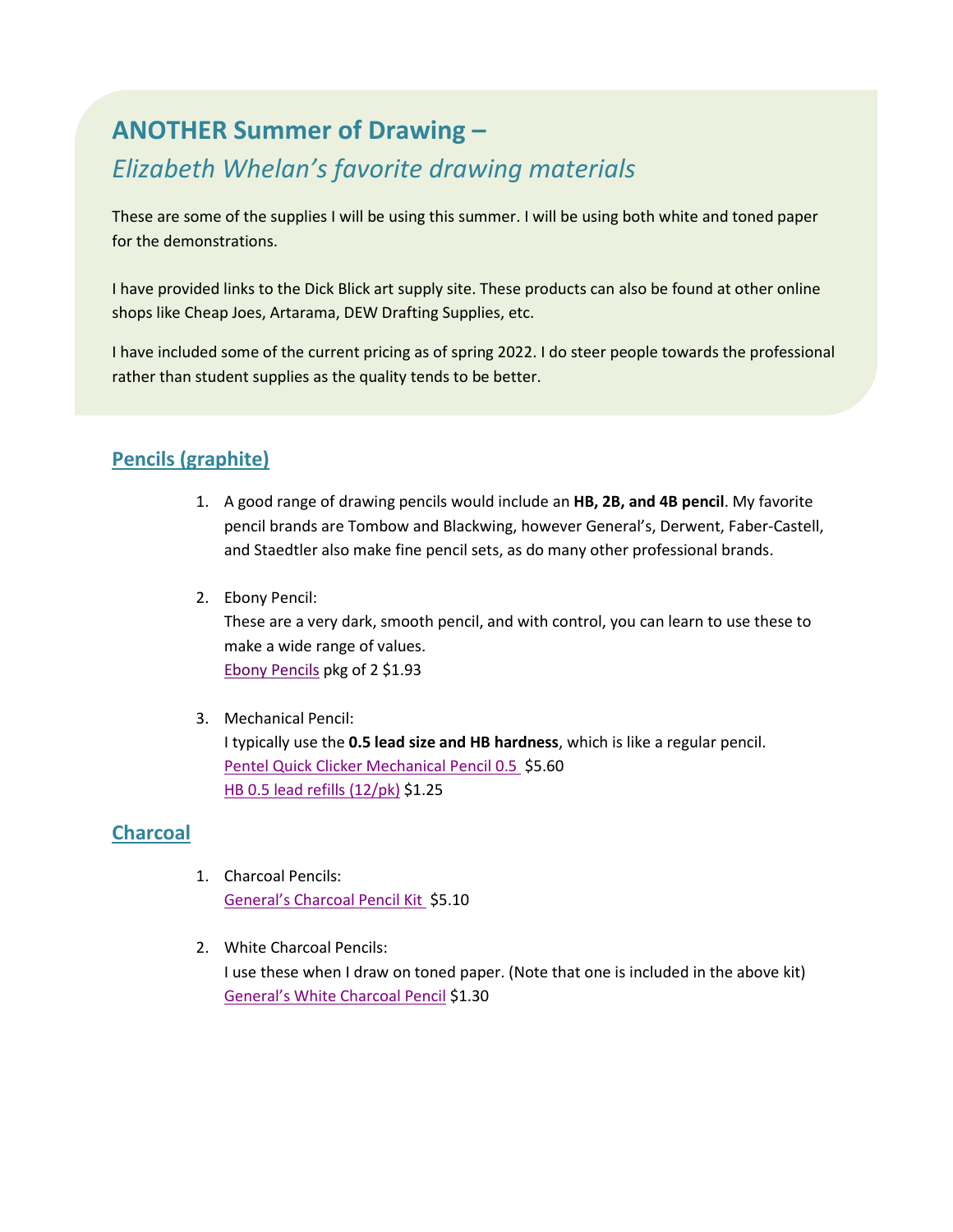# ANOTHER Summer of Drawing –

## *Elizabeth Whelan's favorite drawing materials*

These are some of the supplies I will be using this summer. I will be using both white and toned paper for the demonstrations.

I have provided links to the Dick Blick art supply site. These products can also be found at other online shops like Cheap Joes, Artarama, DEW Drafting Supplies, etc.

I have included some of the current pricing as of spring 2022. I do steer people towards the professional rather than student supplies as the quality tends to be better.

## Pencils (graphite)

1. A good range of drawing pencils would include an **HB, 2B, and 4B pencil**. My favorite pencil brands are Tombow and Blackwing, however General's, Derwent, Faber-Castell, and Staedtler also make fine pencil sets, as do many other professional brands.

2. Ebony Pencil:
   These are a very dark, smooth pencil, and with control, you can learn to use these to make a wide range of values.
   Ebony Pencils pkg of 2 $1.93

3. Mechanical Pencil:
   I typically use the **0.5 lead size and HB hardness**, which is like a regular pencil.
   Pentel Quick Clicker Mechanical Pencil 0.5 $5.60
   HB 0.5 lead refills (12/pk) $1.25

## Charcoal

1. Charcoal Pencils:
   General's Charcoal Pencil Kit $5.10

2. White Charcoal Pencils:
   I use these when I draw on toned paper. (Note that one is included in the above kit)
   General's White Charcoal Pencil $1.30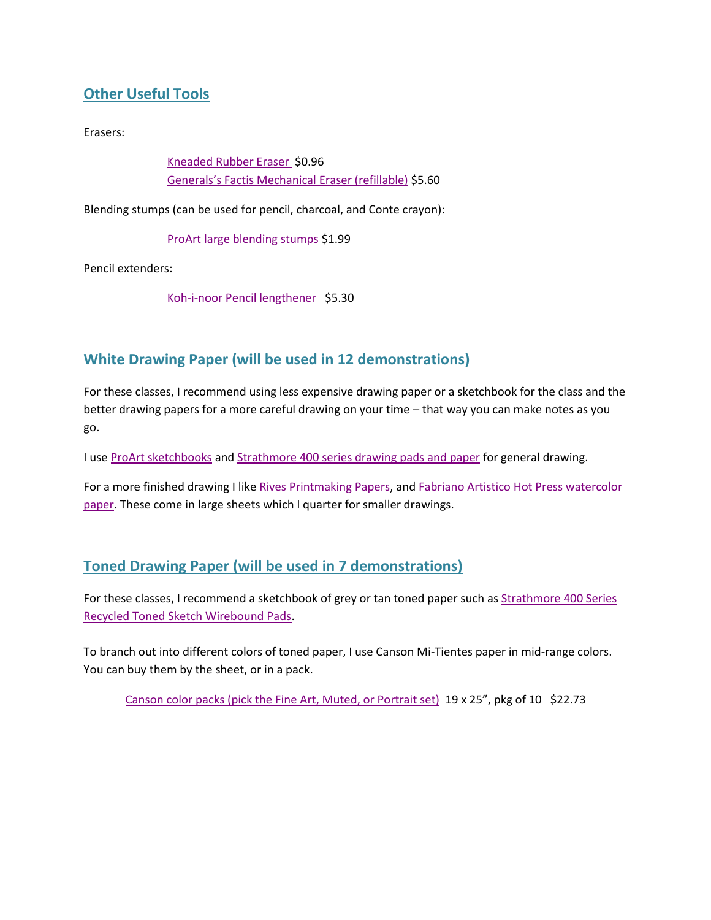## Other Useful Tools

Erasers:

Kneaded Rubber Eraser $0.96
Generals's Factis Mechanical Eraser (refillable) $5.60

Blending stumps (can be used for pencil, charcoal, and Conte crayon):

ProArt large blending stumps $1.99

Pencil extenders:

Koh-i-noor Pencil lengthener $5.30

## White Drawing Paper (will be used in 12 demonstrations)

For these classes, I recommend using less expensive drawing paper or a sketchbook for the class and the better drawing papers for a more careful drawing on your time – that way you can make notes as you go.

I use ProArt sketchbooks and Strathmore 400 series drawing pads and paper for general drawing.

For a more finished drawing I like Rives Printmaking Papers, and Fabriano Artistico Hot Press watercolor paper. These come in large sheets which I quarter for smaller drawings.

## Toned Drawing Paper (will be used in 7 demonstrations)

For these classes, I recommend a sketchbook of grey or tan toned paper such as Strathmore 400 Series Recycled Toned Sketch Wirebound Pads.

To branch out into different colors of toned paper, I use Canson Mi-Tientes paper in mid-range colors. You can buy them by the sheet, or in a pack.

Canson color packs (pick the Fine Art, Muted, or Portrait set) 19 x 25", pkg of 10 $22.73